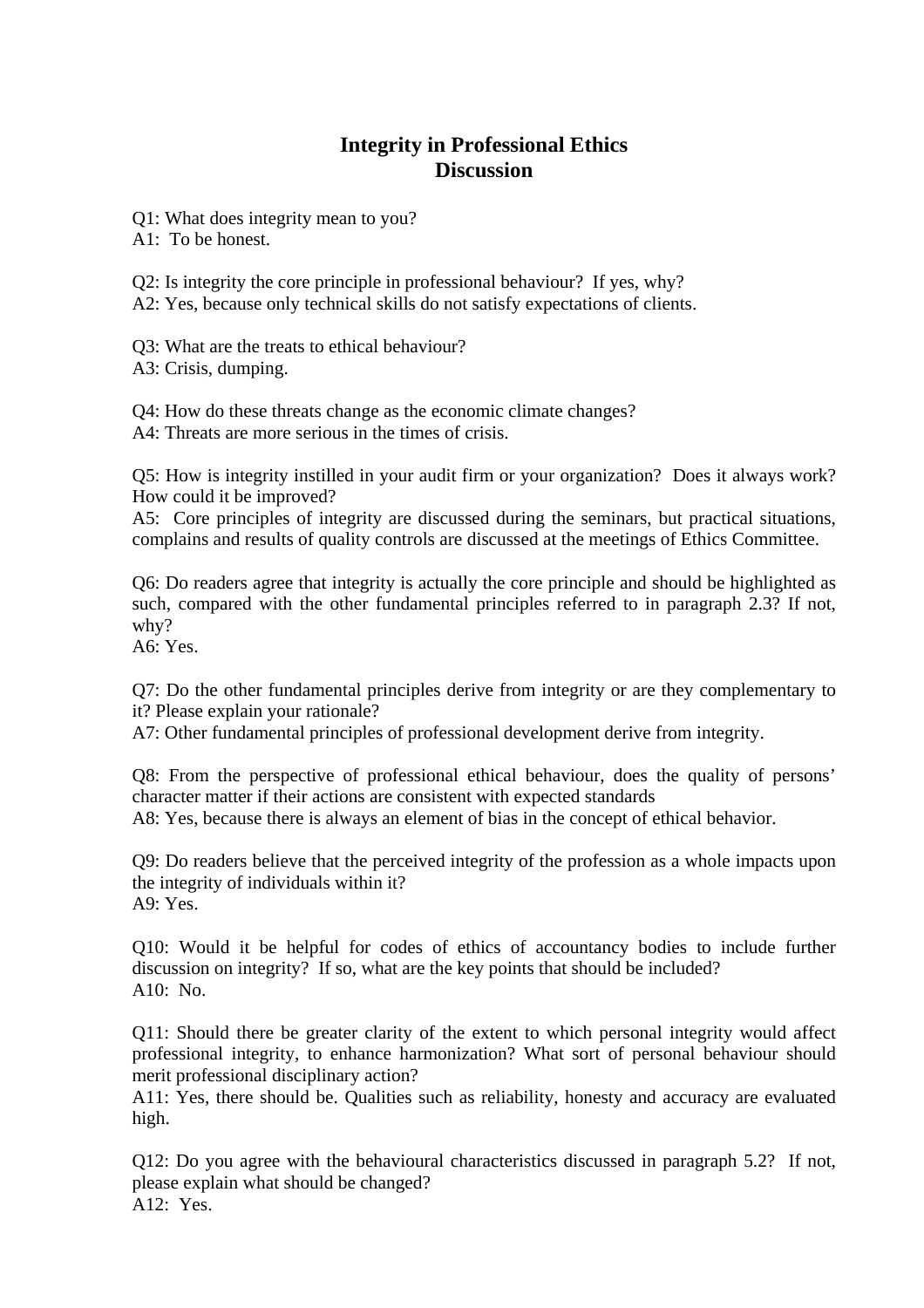# Integrity in Professional Ethics
# Discussion

Q1: What does integrity mean to you?
A1: To be honest.

Q2: Is integrity the core principle in professional behaviour? If yes, why?
A2: Yes, because only technical skills do not satisfy expectations of clients.

Q3: What are the treats to ethical behaviour?
A3: Crisis, dumping.

Q4: How do these threats change as the economic climate changes?
A4: Threats are more serious in the times of crisis.

Q5: How is integrity instilled in your audit firm or your organization? Does it always work? How could it be improved?
A5: Core principles of integrity are discussed during the seminars, but practical situations, complains and results of quality controls are discussed at the meetings of Ethics Committee.

Q6: Do readers agree that integrity is actually the core principle and should be highlighted as such, compared with the other fundamental principles referred to in paragraph 2.3? If not, why?
A6: Yes.

Q7: Do the other fundamental principles derive from integrity or are they complementary to it? Please explain your rationale?
A7: Other fundamental principles of professional development derive from integrity.

Q8: From the perspective of professional ethical behaviour, does the quality of persons' character matter if their actions are consistent with expected standards
A8: Yes, because there is always an element of bias in the concept of ethical behavior.

Q9: Do readers believe that the perceived integrity of the profession as a whole impacts upon the integrity of individuals within it?
A9: Yes.

Q10: Would it be helpful for codes of ethics of accountancy bodies to include further discussion on integrity? If so, what are the key points that should be included?
A10: No.

Q11: Should there be greater clarity of the extent to which personal integrity would affect professional integrity, to enhance harmonization? What sort of personal behaviour should merit professional disciplinary action?
A11: Yes, there should be. Qualities such as reliability, honesty and accuracy are evaluated high.

Q12: Do you agree with the behavioural characteristics discussed in paragraph 5.2? If not, please explain what should be changed?
A12: Yes.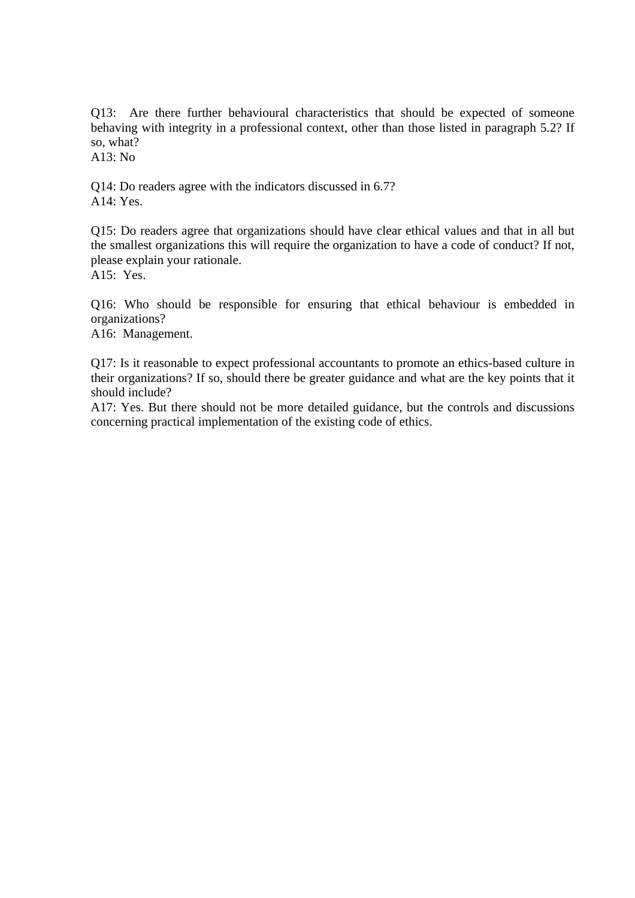Q13: Are there further behavioural characteristics that should be expected of someone behaving with integrity in a professional context, other than those listed in paragraph 5.2? If so, what?
A13: No

Q14: Do readers agree with the indicators discussed in 6.7?
A14: Yes.

Q15: Do readers agree that organizations should have clear ethical values and that in all but the smallest organizations this will require the organization to have a code of conduct? If not, please explain your rationale.
A15: Yes.

Q16: Who should be responsible for ensuring that ethical behaviour is embedded in organizations?
A16: Management.

Q17: Is it reasonable to expect professional accountants to promote an ethics-based culture in their organizations? If so, should there be greater guidance and what are the key points that it should include?
A17: Yes. But there should not be more detailed guidance, but the controls and discussions concerning practical implementation of the existing code of ethics.